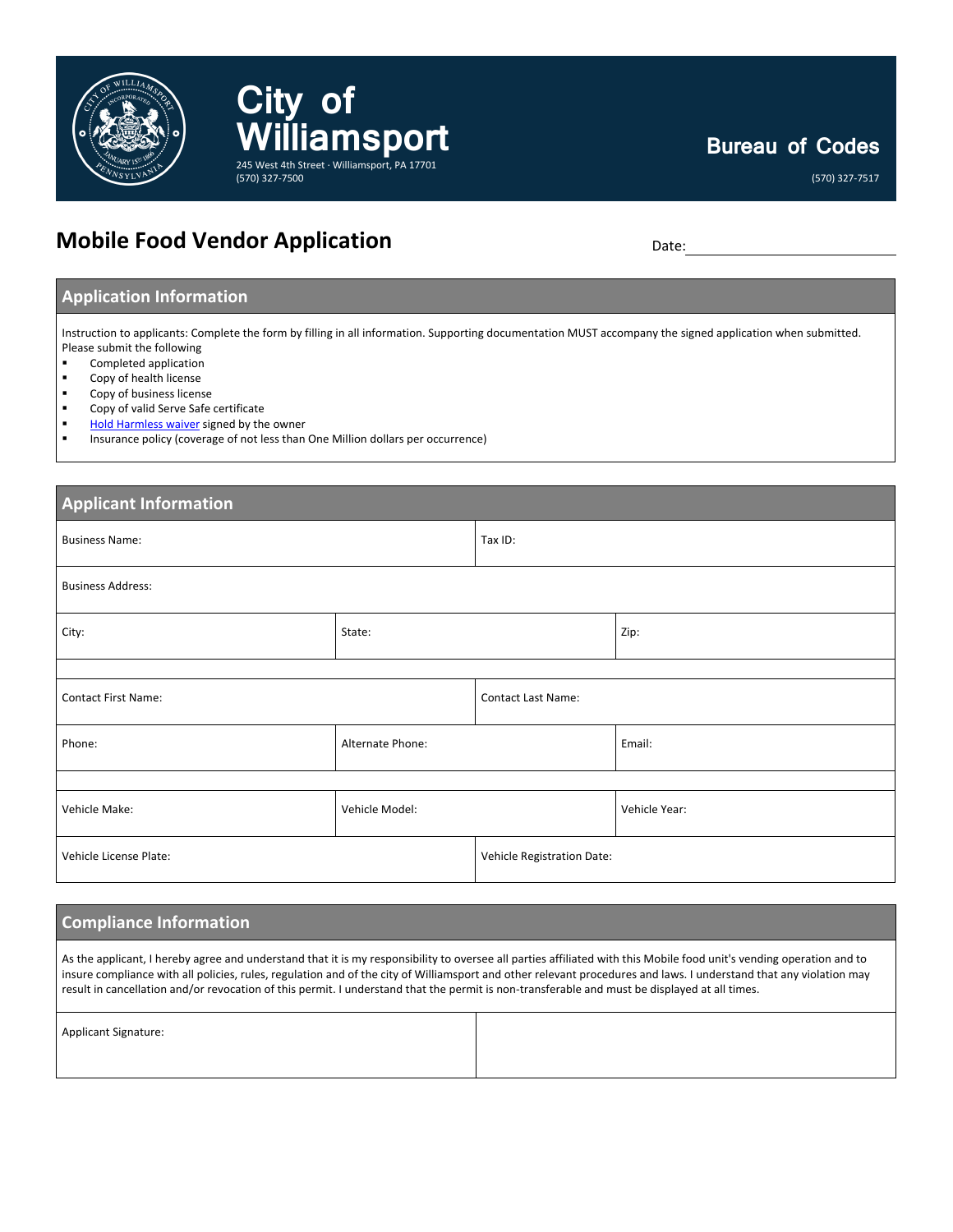# City of Williamsport

245 West 4th Street · Williamsport, PA 17701
(570) 327-7500

**Bureau of Codes**
(570) 327-7517

## Mobile Food Vendor Application

Date: ______________________

### Application Information

Instruction to applicants: Complete the form by filling in all information. Supporting documentation MUST accompany the signed application when submitted.
Please submit the following

- Completed application
- Copy of health license
- Copy of business license
- Copy of valid Serve Safe certificate
- Hold Harmless waiver signed by the owner
- Insurance policy (coverage of not less than One Million dollars per occurrence)

### Applicant Information

| | | |
|---|---|---|
| Business Name: | Tax ID: | |
| Business Address: | | |
| City: | State: | Zip: |
| | | |
| Contact First Name: | Contact Last Name: | |
| Phone: | Alternate Phone: | Email: |
| | | |
| Vehicle Make: | Vehicle Model: | Vehicle Year: |
| Vehicle License Plate: | Vehicle Registration Date: | |

### Compliance Information

As the applicant, I hereby agree and understand that it is my responsibility to oversee all parties affiliated with this Mobile food unit's vending operation and to insure compliance with all policies, rules, regulation and of the city of Williamsport and other relevant procedures and laws. I understand that any violation may result in cancellation and/or revocation of this permit. I understand that the permit is non-transferable and must be displayed at all times.

| | |
|---|---|
| Applicant Signature: | |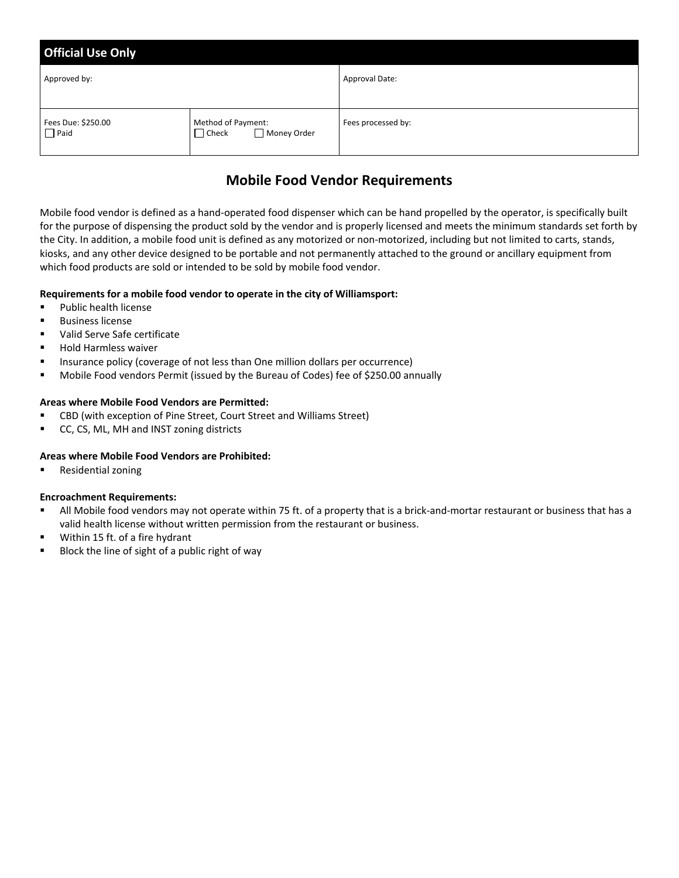| Official Use Only | | |
| --- | --- | --- |
| Approved by: | | Approval Date: |
| Fees Due: $250.00<br>☐ Paid | Method of Payment:<br>☐ Check ☐ Money Order | Fees processed by: |

## Mobile Food Vendor Requirements

Mobile food vendor is defined as a hand-operated food dispenser which can be hand propelled by the operator, is specifically built for the purpose of dispensing the product sold by the vendor and is properly licensed and meets the minimum standards set forth by the City. In addition, a mobile food unit is defined as any motorized or non-motorized, including but not limited to carts, stands, kiosks, and any other device designed to be portable and not permanently attached to the ground or ancillary equipment from which food products are sold or intended to be sold by mobile food vendor.

**Requirements for a mobile food vendor to operate in the city of Williamsport:**

- Public health license
- Business license
- Valid Serve Safe certificate
- Hold Harmless waiver
- Insurance policy (coverage of not less than One million dollars per occurrence)
- Mobile Food vendors Permit (issued by the Bureau of Codes) fee of $250.00 annually

**Areas where Mobile Food Vendors are Permitted:**

- CBD (with exception of Pine Street, Court Street and Williams Street)
- CC, CS, ML, MH and INST zoning districts

**Areas where Mobile Food Vendors are Prohibited:**

- Residential zoning

**Encroachment Requirements:**

- All Mobile food vendors may not operate within 75 ft. of a property that is a brick-and-mortar restaurant or business that has a valid health license without written permission from the restaurant or business.
- Within 15 ft. of a fire hydrant
- Block the line of sight of a public right of way